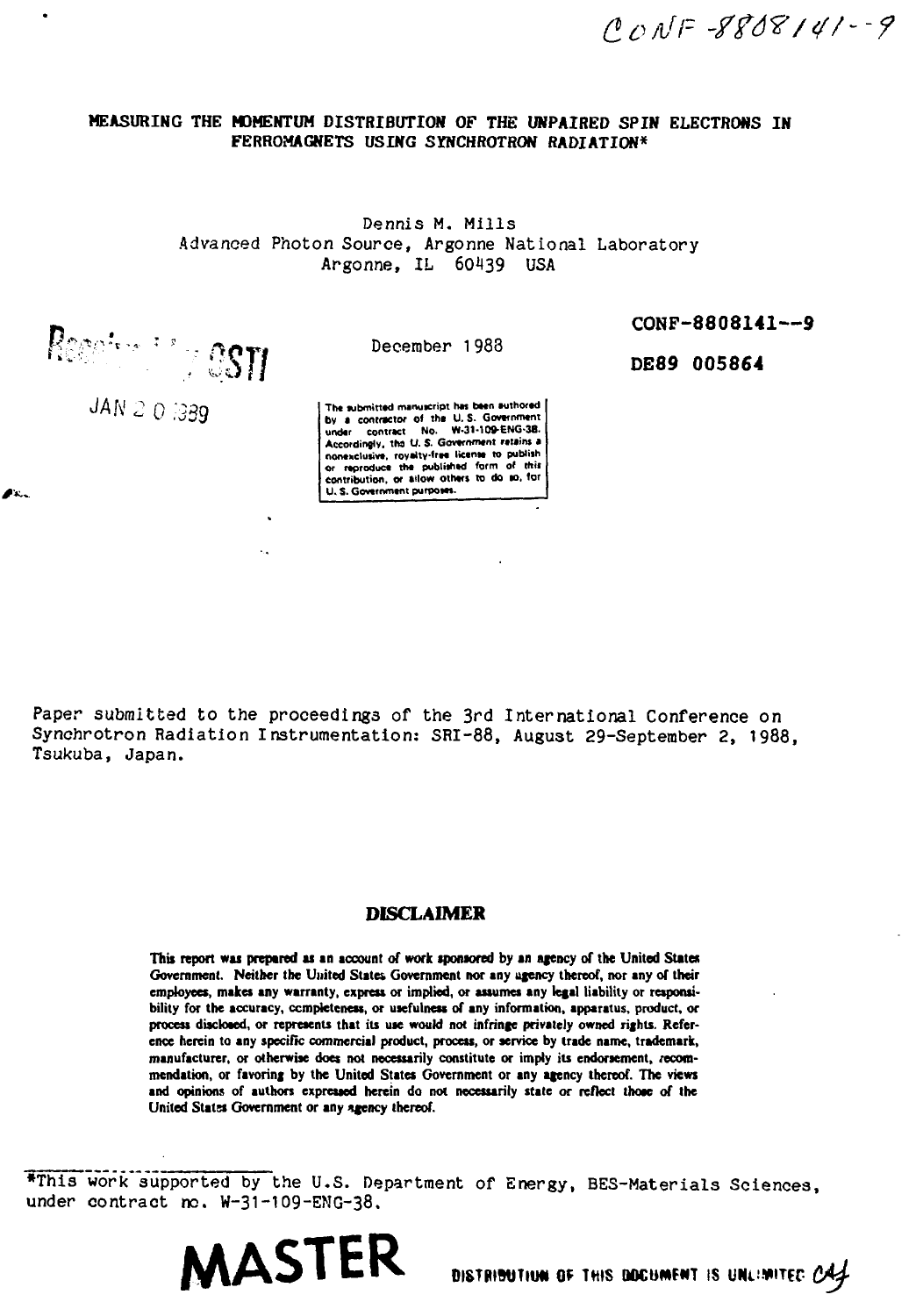CONF-8808141--9

# MEASURING THE MOMENTUM DISTRIBUTION OF THE UNPAIRED SPIN ELECTRONS IN FERROMAGNETS USING SYNCHROTRON RADIATION*

Dennis M. Mills
Advanced Photon Source, Argonne National Laboratory
Argonne, IL 60439 USA

Received by OSTI

JAN 20 1989

December 1988

CONF-8808141--9

DE89 005864

The submitted manuscript has been authored by a contractor of the U.S. Government under contract No. W-31-109-ENG-38. Accordingly, the U.S. Government retains a nonexclusive, royalty-free license to publish or reproduce the published form of this contribution, or allow others to do so, for U.S. Government purposes.

Paper submitted to the proceedings of the 3rd International Conference on Synchrotron Radiation Instrumentation: SRI-88, August 29-September 2, 1988, Tsukuba, Japan.

**DISCLAIMER**

**This report was prepared as an account of work sponsored by an agency of the United States Government. Neither the United States Government nor any agency thereof, nor any of their employees, makes any warranty, express or implied, or assumes any legal liability or responsibility for the accuracy, completeness, or usefulness of any information, apparatus, product, or process disclosed, or represents that its use would not infringe privately owned rights. Reference herein to any specific commercial product, process, or service by trade name, trademark, manufacturer, or otherwise does not necessarily constitute or imply its endorsement, recommendation, or favoring by the United States Government or any agency thereof. The views and opinions of authors expressed herein do not necessarily state or reflect those of the United States Government or any agency thereof.**

*This work supported by the U.S. Department of Energy, BES-Materials Sciences, under contract no. W-31-109-ENG-38.

**MASTER**

DISTRIBUTION OF THIS DOCUMENT IS UNLIMITED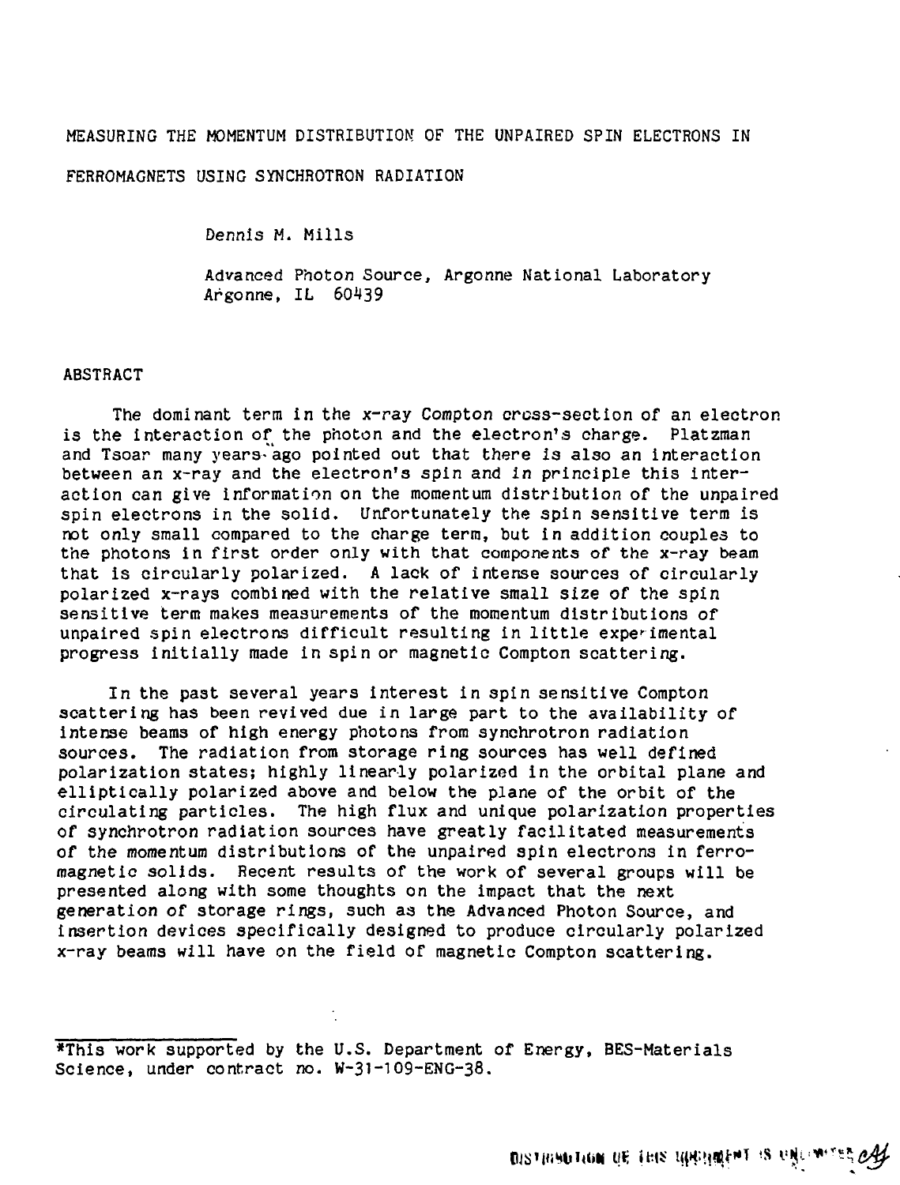MEASURING THE MOMENTUM DISTRIBUTION OF THE UNPAIRED SPIN ELECTRONS IN FERROMAGNETS USING SYNCHROTRON RADIATION

Dennis M. Mills

Advanced Photon Source, Argonne National Laboratory
Argonne, IL 60439

## ABSTRACT

The dominant term in the x-ray Compton cross-section of an electron is the interaction of the photon and the electron's charge. Platzman and Tsoar many years ago pointed out that there is also an interaction between an x-ray and the electron's spin and in principle this interaction can give information on the momentum distribution of the unpaired spin electrons in the solid. Unfortunately the spin sensitive term is not only small compared to the charge term, but in addition couples to the photons in first order only with that components of the x-ray beam that is circularly polarized. A lack of intense sources of circularly polarized x-rays combined with the relative small size of the spin sensitive term makes measurements of the momentum distributions of unpaired spin electrons difficult resulting in little experimental progress initially made in spin or magnetic Compton scattering.

In the past several years interest in spin sensitive Compton scattering has been revived due in large part to the availability of intense beams of high energy photons from synchrotron radiation sources. The radiation from storage ring sources has well defined polarization states; highly linearly polarized in the orbital plane and elliptically polarized above and below the plane of the orbit of the circulating particles. The high flux and unique polarization properties of synchrotron radiation sources have greatly facilitated measurements of the momentum distributions of the unpaired spin electrons in ferromagnetic solids. Recent results of the work of several groups will be presented along with some thoughts on the impact that the next generation of storage rings, such as the Advanced Photon Source, and insertion devices specifically designed to produce circularly polarized x-ray beams will have on the field of magnetic Compton scattering.

*This work supported by the U.S. Department of Energy, BES-Materials Science, under contract no. W-31-109-ENG-38.

DISTRIBUTION OF THIS DOCUMENT IS UNLIMITED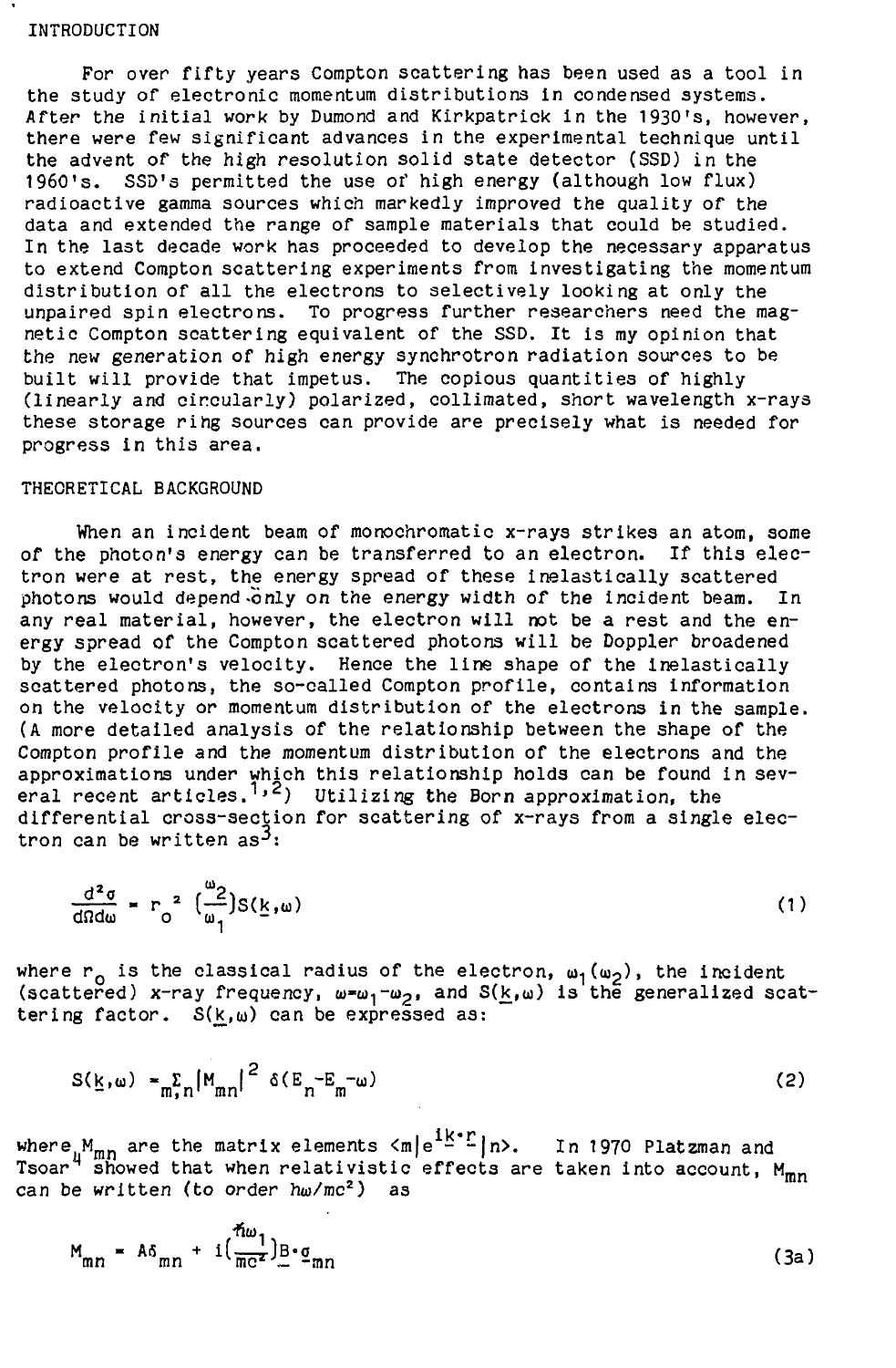## INTRODUCTION

For over fifty years Compton scattering has been used as a tool in the study of electronic momentum distributions in condensed systems. After the initial work by Dumond and Kirkpatrick in the 1930's, however, there were few significant advances in the experimental technique until the advent of the high resolution solid state detector (SSD) in the 1960's. SSD's permitted the use of high energy (although low flux) radioactive gamma sources which markedly improved the quality of the data and extended the range of sample materials that could be studied. In the last decade work has proceeded to develop the necessary apparatus to extend Compton scattering experiments from investigating the momentum distribution of all the electrons to selectively looking at only the unpaired spin electrons. To progress further researchers need the magnetic Compton scattering equivalent of the SSD. It is my opinion that the new generation of high energy synchrotron radiation sources to be built will provide that impetus. The copious quantities of highly (linearly and circularly) polarized, collimated, short wavelength x-rays these storage ring sources can provide are precisely what is needed for progress in this area.

## THEORETICAL BACKGROUND

When an incident beam of monochromatic x-rays strikes an atom, some of the photon's energy can be transferred to an electron. If this electron were at rest, the energy spread of these inelastically scattered photons would depend only on the energy width of the incident beam. In any real material, however, the electron will not be a rest and the energy spread of the Compton scattered photons will be Doppler broadened by the electron's velocity. Hence the line shape of the inelastically scattered photons, the so-called Compton profile, contains information on the velocity or momentum distribution of the electrons in the sample. (A more detailed analysis of the relationship between the shape of the Compton profile and the momentum distribution of the electrons and the approximations under which this relationship holds can be found in several recent articles.[1,2]) Utilizing the Born approximation, the differential cross-section for scattering of x-rays from a single electron can be written as[3]:

$$\frac{d^2\sigma}{d\Omega d\omega} = r_o^{\,2}\left(\frac{\omega_2}{\omega_1}\right)S(\underline{k},\omega) \tag{1}$$

where $r_o$ is the classical radius of the electron, $\omega_1(\omega_2)$, the incident (scattered) x-ray frequency, $\omega=\omega_1-\omega_2$, and $S(\underline{k},\omega)$ is the generalized scattering factor. $S(\underline{k},\omega)$ can be expressed as:

$$S(\underline{k},\omega) = \sum_{m,n}|M_{mn}|^2\,\delta(E_n-E_m-\omega) \tag{2}$$

where $M_{mn}$ are the matrix elements $\langle m|e^{i\underline{k}\cdot\underline{r}}|n\rangle$. In 1970 Platzman and Tsoar[4] showed that when relativistic effects are taken into account, $M_{mn}$ can be written (to order $\hbar\omega/mc^2$) as

$$M_{mn} = A\delta_{mn} + i\left(\frac{\hbar\omega_1}{mc^2}\right)\underline{B}\cdot\underline{\sigma}_{mn} \tag{3a}$$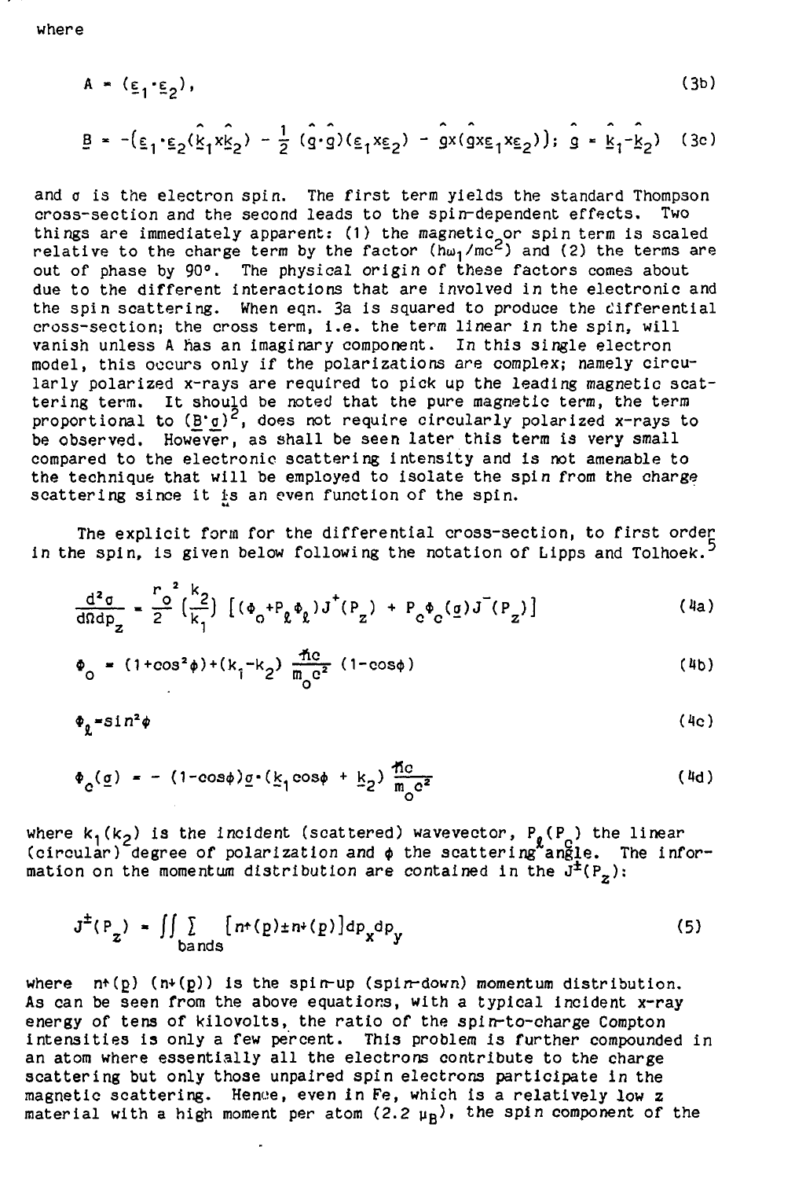where

$$A = (\underline{\varepsilon}_1 \cdot \underline{\varepsilon}_2), \tag{3b}$$

$$\underline{B} = -(\underline{\varepsilon}_1 \cdot \underline{\varepsilon}_2(\hat{\underline{k}}_1 \times \hat{\underline{k}}_2) - \frac{1}{2}(\hat{\underline{g}} \cdot \hat{\underline{g}})(\underline{\varepsilon}_1 \times \underline{\varepsilon}_2) - \hat{\underline{g}} \times (\hat{\underline{g}} \times \underline{\varepsilon}_1 \times \underline{\varepsilon}_2)); \; \hat{\underline{g}} = \hat{\underline{k}}_1 - \hat{\underline{k}}_2 \tag{3c}$$

and $\sigma$ is the electron spin. The first term yields the standard Thompson cross-section and the second leads to the spin-dependent effects. Two things are immediately apparent: (1) the magnetic or spin term is scaled relative to the charge term by the factor $(\hbar\omega_1/mc^2)$ and (2) the terms are out of phase by 90°. The physical origin of these factors comes about due to the different interactions that are involved in the electronic and the spin scattering. When eqn. 3a is squared to produce the differential cross-section; the cross term, i.e. the term linear in the spin, will vanish unless A has an imaginary component. In this single electron model, this occurs only if the polarizations are complex; namely circularly polarized x-rays are required to pick up the leading magnetic scattering term. It should be noted that the pure magnetic term, the term proportional to $(\underline{B} \cdot \underline{\sigma})^2$, does not require circularly polarized x-rays to be observed. However, as shall be seen later this term is very small compared to the electronic scattering intensity and is not amenable to the technique that will be employed to isolate the spin from the charge scattering since it is an even function of the spin.

The explicit form for the differential cross-section, to first order in the spin, is given below following the notation of Lipps and Tolhoek.[5]

$$\frac{d^2\sigma}{d\Omega dp_z} = \frac{r_o^{\,2}}{2}\left(\frac{k_2}{k_1}\right)\left[(\Phi_o + P_\ell \Phi_\ell)J^+(P_z) + P_c \Phi_c(\underline{\sigma})J^-(P_z)\right] \tag{4a}$$

$$\Phi_o = (1+\cos^2\phi) + (k_1 - k_2)\frac{\hbar c}{m_o c^2}(1-\cos\phi) \tag{4b}$$

$$\Phi_\ell = \sin^2\phi \tag{4c}$$

$$\Phi_c(\underline{\sigma}) = -(1-\cos\phi)\underline{\sigma} \cdot (\underline{k}_1 \cos\phi + \underline{k}_2)\frac{\hbar c}{m_o c^2} \tag{4d}$$

where $k_1(k_2)$ is the incident (scattered) wavevector, $P_\ell(P_c)$ the linear (circular) degree of polarization and $\phi$ the scattering angle. The information on the momentum distribution are contained in the $J^\pm(P_z)$:

$$J^\pm(P_z) = \iint \sum_{\text{bands}} \left[n^\uparrow(\underline{p}) \pm n^\downarrow(\underline{p})\right] dp_x dp_y \tag{5}$$

where $n^\uparrow(\underline{p})$ ($n^\downarrow(\underline{p})$) is the spin-up (spin-down) momentum distribution. As can be seen from the above equations, with a typical incident x-ray energy of tens of kilovolts, the ratio of the spin-to-charge Compton intensities is only a few percent. This problem is further compounded in an atom where essentially all the electrons contribute to the charge scattering but only those unpaired spin electrons participate in the magnetic scattering. Hence, even in Fe, which is a relatively low z material with a high moment per atom (2.2 $\mu_B$), the spin component of the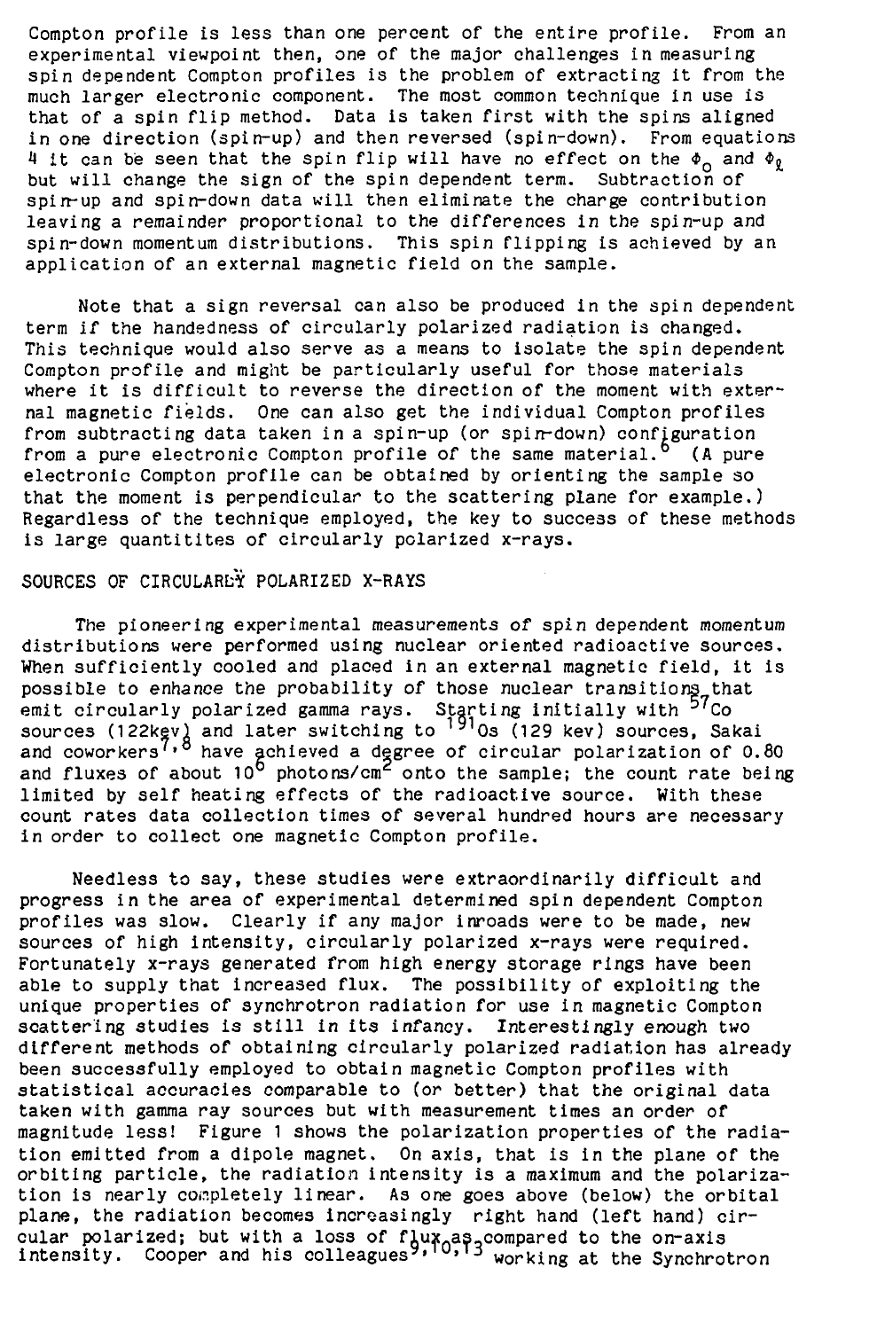Compton profile is less than one percent of the entire profile. From an experimental viewpoint then, one of the major challenges in measuring spin dependent Compton profiles is the problem of extracting it from the much larger electronic component. The most common technique in use is that of a spin flip method. Data is taken first with the spins aligned in one direction (spin-up) and then reversed (spin-down). From equations 4 it can be seen that the spin flip will have no effect on the $\Phi_0$ and $\Phi_\ell$ but will change the sign of the spin dependent term. Subtraction of spin-up and spin-down data will then eliminate the charge contribution leaving a remainder proportional to the differences in the spin-up and spin-down momentum distributions. This spin flipping is achieved by an application of an external magnetic field on the sample.

Note that a sign reversal can also be produced in the spin dependent term if the handedness of circularly polarized radiation is changed. This technique would also serve as a means to isolate the spin dependent Compton profile and might be particularly useful for those materials where it is difficult to reverse the direction of the moment with external magnetic fields. One can also get the individual Compton profiles from subtracting data taken in a spin-up (or spin-down) configuration from a pure electronic Compton profile of the same material.[6] (A pure electronic Compton profile can be obtained by orienting the sample so that the moment is perpendicular to the scattering plane for example.) Regardless of the technique employed, the key to success of these methods is large quantitites of circularly polarized x-rays.

## SOURCES OF CIRCULARLY POLARIZED X-RAYS

The pioneering experimental measurements of spin dependent momentum distributions were performed using nuclear oriented radioactive sources. When sufficiently cooled and placed in an external magnetic field, it is possible to enhance the probability of those nuclear transitions that emit circularly polarized gamma rays. Starting initially with $^{57}$Co sources (122kev) and later switching to $^{191}$Os (129 kev) sources, Sakai and coworkers[7,8] have achieved a degree of circular polarization of 0.80 and fluxes of about $10^6$ photons/cm$^2$ onto the sample; the count rate being limited by self heating effects of the radioactive source. With these count rates data collection times of several hundred hours are necessary in order to collect one magnetic Compton profile.

Needless to say, these studies were extraordinarily difficult and progress in the area of experimental determined spin dependent Compton profiles was slow. Clearly if any major inroads were to be made, new sources of high intensity, circularly polarized x-rays were required. Fortunately x-rays generated from high energy storage rings have been able to supply that increased flux. The possibility of exploiting the unique properties of synchrotron radiation for use in magnetic Compton scattering studies is still in its infancy. Interestingly enough two different methods of obtaining circularly polarized radiation has already been successfully employed to obtain magnetic Compton profiles with statistical accuracies comparable to (or better) that the original data taken with gamma ray sources but with measurement times an order of magnitude less! Figure 1 shows the polarization properties of the radiation emitted from a dipole magnet. On axis, that is in the plane of the orbiting particle, the radiation intensity is a maximum and the polarization is nearly completely linear. As one goes above (below) the orbital plane, the radiation becomes increasingly right hand (left hand) circular polarized; but with a loss of flux as compared to the on-axis intensity. Cooper and his colleagues[9,10,13] working at the Synchrotron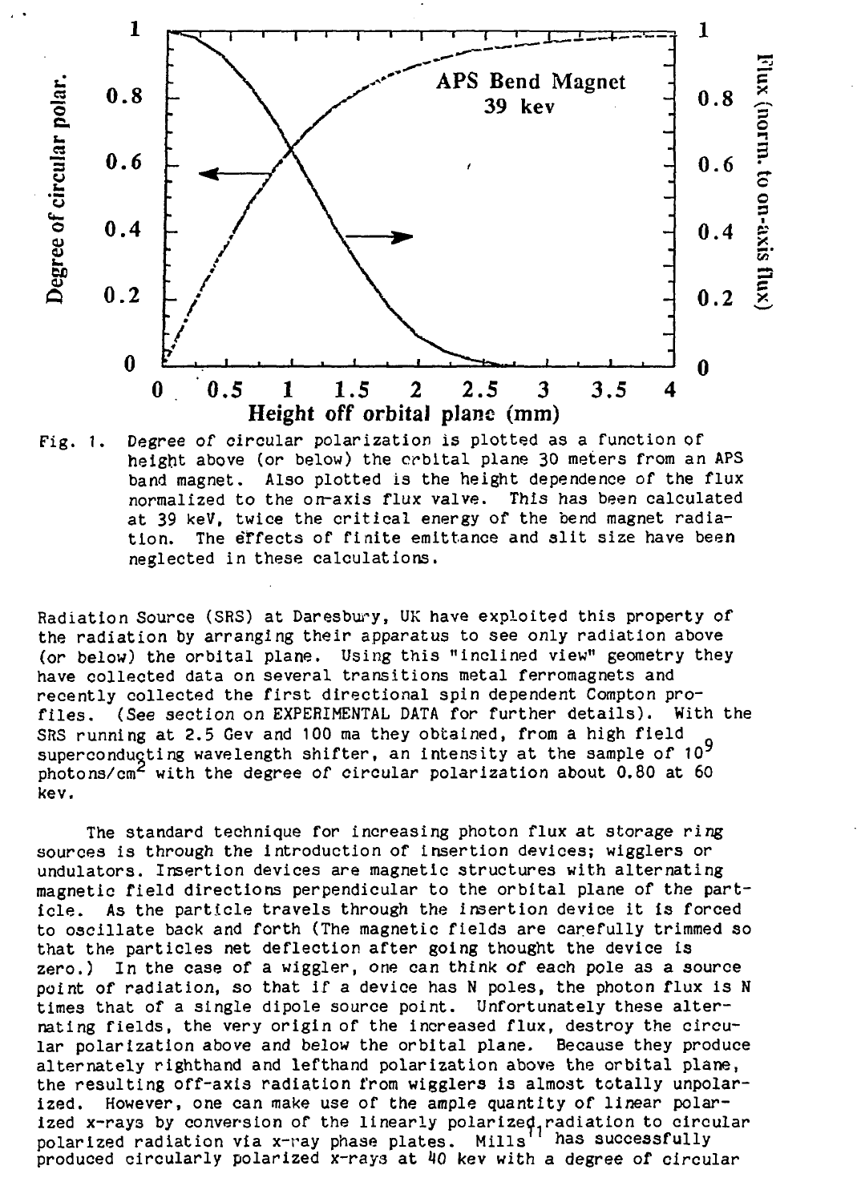Fig. 1. Degree of circular polarization is plotted as a function of height above (or below) the orbital plane 30 meters from an APS band magnet. Also plotted is the height dependence of the flux normalized to the on-axis flux valve. This has been calculated at 39 keV, twice the critical energy of the bend magnet radiation. The effects of finite emittance and slit size have been neglected in these calculations.

Radiation Source (SRS) at Daresbury, UK have exploited this property of the radiation by arranging their apparatus to see only radiation above (or below) the orbital plane. Using this "inclined view" geometry they have collected data on several transitions metal ferromagnets and recently collected the first directional spin dependent Compton profiles. (See section on EXPERIMENTAL DATA for further details). With the SRS running at 2.5 Gev and 100 ma they obtained, from a high field superconducting wavelength shifter, an intensity at the sample of $10^9$ photons/cm$^2$ with the degree of circular polarization about 0.80 at 60 kev.

The standard technique for increasing photon flux at storage ring sources is through the introduction of insertion devices; wigglers or undulators. Insertion devices are magnetic structures with alternating magnetic field directions perpendicular to the orbital plane of the particle. As the particle travels through the insertion device it is forced to oscillate back and forth (The magnetic fields are carefully trimmed so that the particles net deflection after going thought the device is zero.) In the case of a wiggler, one can think of each pole as a source point of radiation, so that if a device has N poles, the photon flux is N times that of a single dipole source point. Unfortunately these alternating fields, the very origin of the increased flux, destroy the circular polarization above and below the orbital plane. Because they produce alternately righthand and lefthand polarization above the orbital plane, the resulting off-axis radiation from wigglers is almost totally unpolarized. However, one can make use of the ample quantity of linear polarized radiation by conversion of the linearly polarized radiation to circular polarized radiation via x-ray phase plates. Mills[11] has successfully produced circularly polarized x-rays at 40 kev with a degree of circular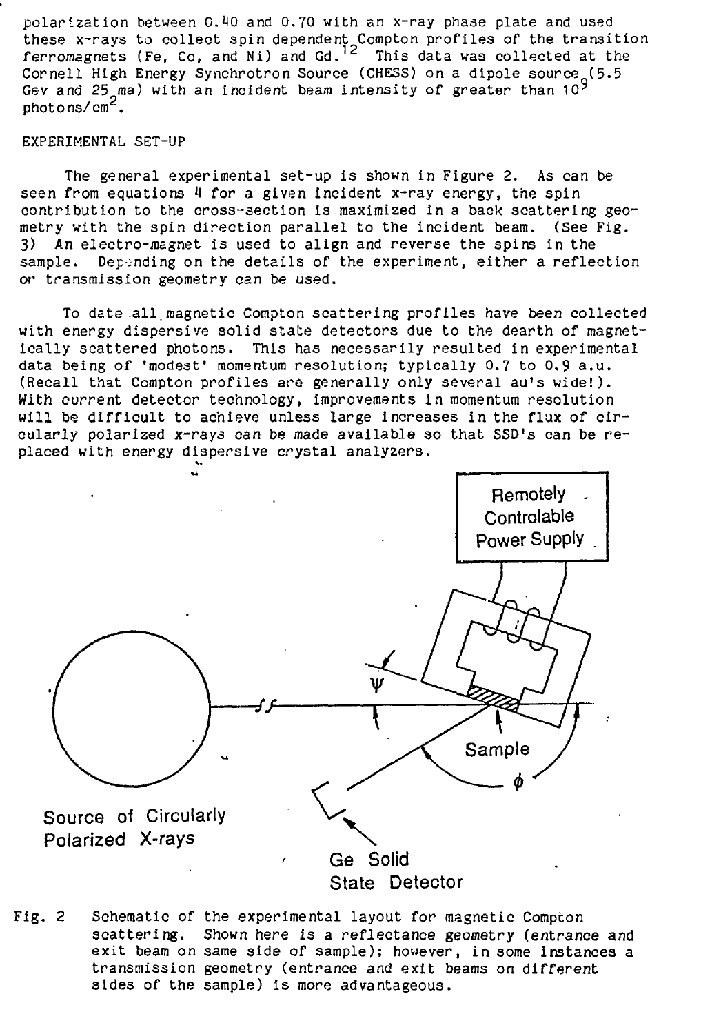polarization between 0.40 and 0.70 with an x-ray phase plate and used these x-rays to collect spin dependent Compton profiles of the transition ferromagnets (Fe, Co, and Ni) and Gd.[12] This data was collected at the Cornell High Energy Synchrotron Source (CHESS) on a dipole source (5.5 Gev and 25 ma) with an incident beam intensity of greater than $10^9$ photons/$cm^2$.

## EXPERIMENTAL SET-UP

The general experimental set-up is shown in Figure 2. As can be seen from equations 4 for a given incident x-ray energy, the spin contribution to the cross-section is maximized in a back scattering geometry with the spin direction parallel to the incident beam. (See Fig. 3) An electro-magnet is used to align and reverse the spins in the sample. Depending on the details of the experiment, either a reflection or transmission geometry can be used.

To date all magnetic Compton scattering profiles have been collected with energy dispersive solid state detectors due to the dearth of magnetically scattered photons. This has necessarily resulted in experimental data being of 'modest' momentum resolution; typically 0.7 to 0.9 a.u. (Recall that Compton profiles are generally only several au's wide!). With current detector technology, improvements in momentum resolution will be difficult to achieve unless large increases in the flux of circularly polarized x-rays can be made available so that SSD's can be replaced with energy dispersive crystal analyzers.

Remotely Controlable Power Supply

$\psi$

Sample

$\phi$

Source of Circularly Polarized X-rays

Ge Solid State Detector

Fig. 2 Schematic of the experimental layout for magnetic Compton scattering. Shown here is a reflectance geometry (entrance and exit beam on same side of sample); however, in some instances a transmission geometry (entrance and exit beams on different sides of the sample) is more advantageous.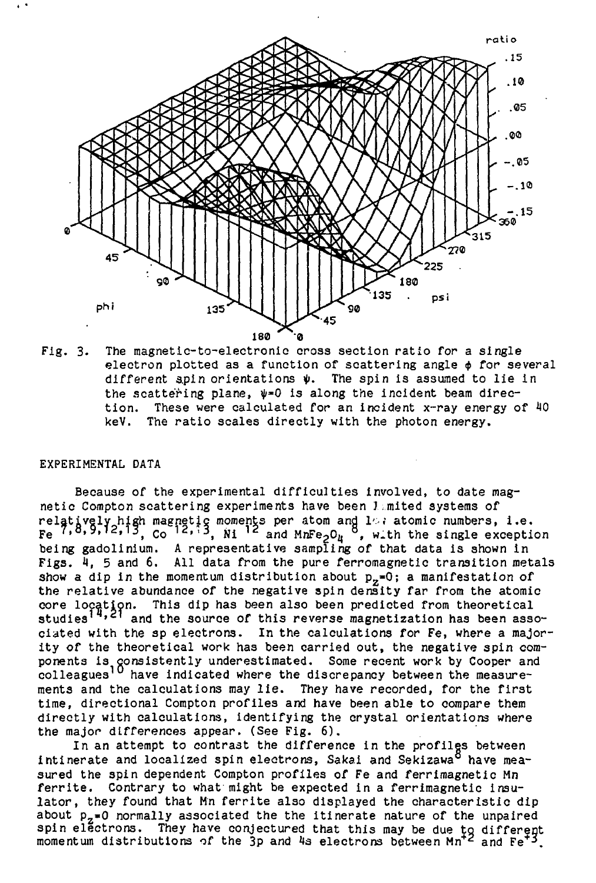Fig. 3. The magnetic-to-electronic cross section ratio for a single electron plotted as a function of scattering angle $\phi$ for several different spin orientations $\psi$. The spin is assumed to lie in the scattering plane, $\psi=0$ is along the incident beam direction. These were calculated for an incident x-ray energy of 40 keV. The ratio scales directly with the photon energy.

## EXPERIMENTAL DATA

Because of the experimental difficulties involved, to date magnetic Compton scattering experiments have been limited systems of relatively high magnetic moments per atom and low atomic numbers, i.e. Fe [7,8,9,12,13], Co [12,13], Ni [12] and $MnFe_2O_4$ [8], with the single exception being gadolinium. A representative sampling of that data is shown in Figs. 4, 5 and 6. All data from the pure ferromagnetic transition metals show a dip in the momentum distribution about $p_z=0$; a manifestation of the relative abundance of the negative spin density far from the atomic core location. This dip has been also been predicted from theoretical studies[14,21] and the source of this reverse magnetization has been associated with the sp electrons. In the calculations for Fe, where a majority of the theoretical work has been carried out, the negative spin components is consistently underestimated. Some recent work by Cooper and colleagues[10] have indicated where the discrepancy between the measurements and the calculations may lie. They have recorded, for the first time, directional Compton profiles and have been able to compare them directly with calculations, identifying the crystal orientations where the major differences appear. (See Fig. 6).

In an attempt to contrast the difference in the profiles between intinerate and localized spin electrons, Sakai and Sekizawa[8] have measured the spin dependent Compton profiles of Fe and ferrimagnetic Mn ferrite. Contrary to what might be expected in a ferrimagnetic insulator, they found that Mn ferrite also displayed the characteristic dip about $p_z=0$ normally associated the the itinerate nature of the unpaired spin electrons. They have conjectured that this may be due to different momentum distributions of the 3p and 4s electrons between $Mn^{+2}$ and $Fe^{+3}$.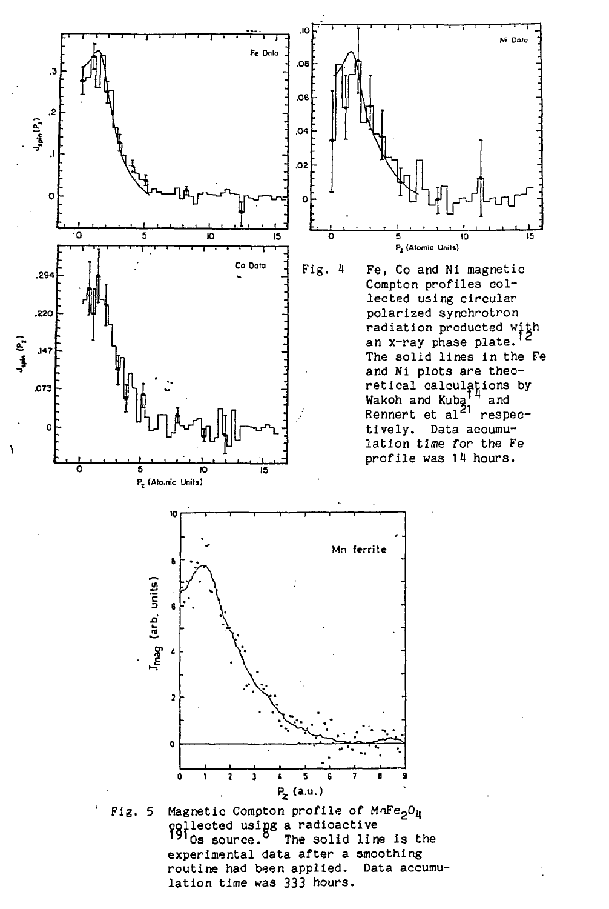Fig. 4 Fe, Co and Ni magnetic Compton profiles collected using circular polarized synchrotron radiation producted with an x-ray phase plate.[12] The solid lines in the Fe and Ni plots are theoretical calculations by Wakoh and Kuba[14] and Rennert et al[21] respectively. Data accumulation time for the Fe profile was 14 hours.

Fig. 5 Magnetic Compton profile of $MnFe_2O_4$ collected using a radioactive $^{191}Os$ source.[8] The solid line is the experimental data after a smoothing routine had been applied. Data accumulation time was 333 hours.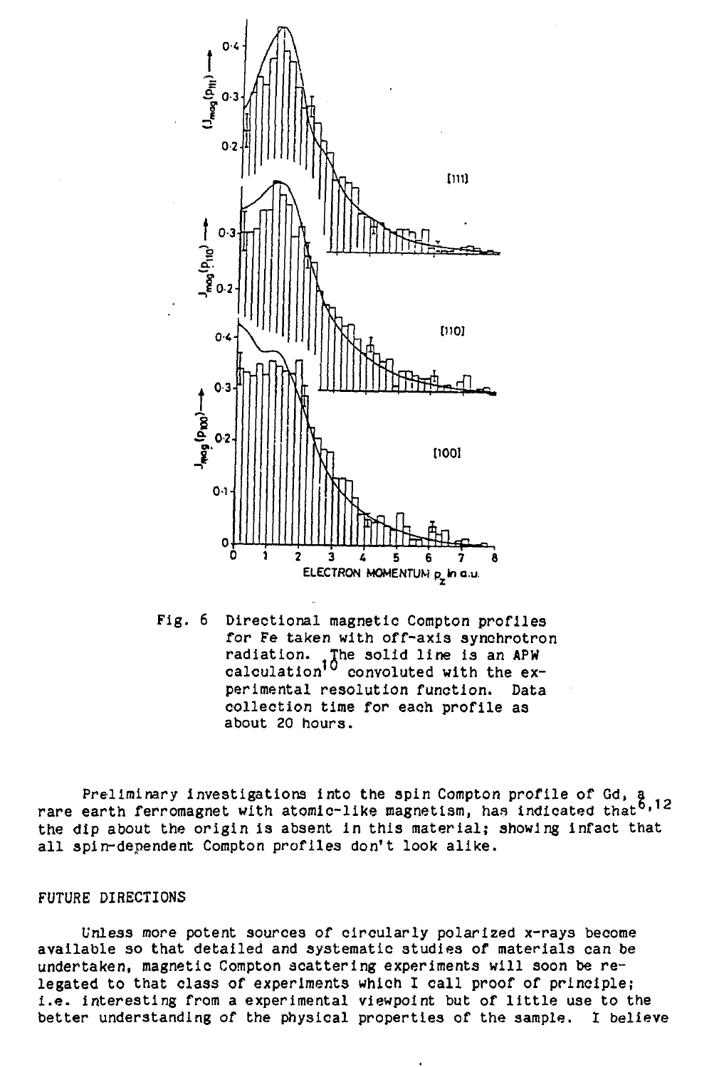Fig. 6 Directional magnetic Compton profiles for Fe taken with off-axis synchrotron radiation. The solid line is an APW calculation[10] convoluted with the experimental resolution function. Data collection time for each profile as about 20 hours.

Preliminary investigations into the spin Compton profile of Gd, a rare earth ferromagnet with atomic-like magnetism, has indicated that[6,12] the dip about the origin is absent in this material; showing infact that all spin-dependent Compton profiles don't look alike.

## FUTURE DIRECTIONS

Unless more potent sources of circularly polarized x-rays become available so that detailed and systematic studies of materials can be undertaken, magnetic Compton scattering experiments will soon be relegated to that class of experiments which I call proof of principle; i.e. interesting from a experimental viewpoint but of little use to the better understanding of the physical properties of the sample. I believe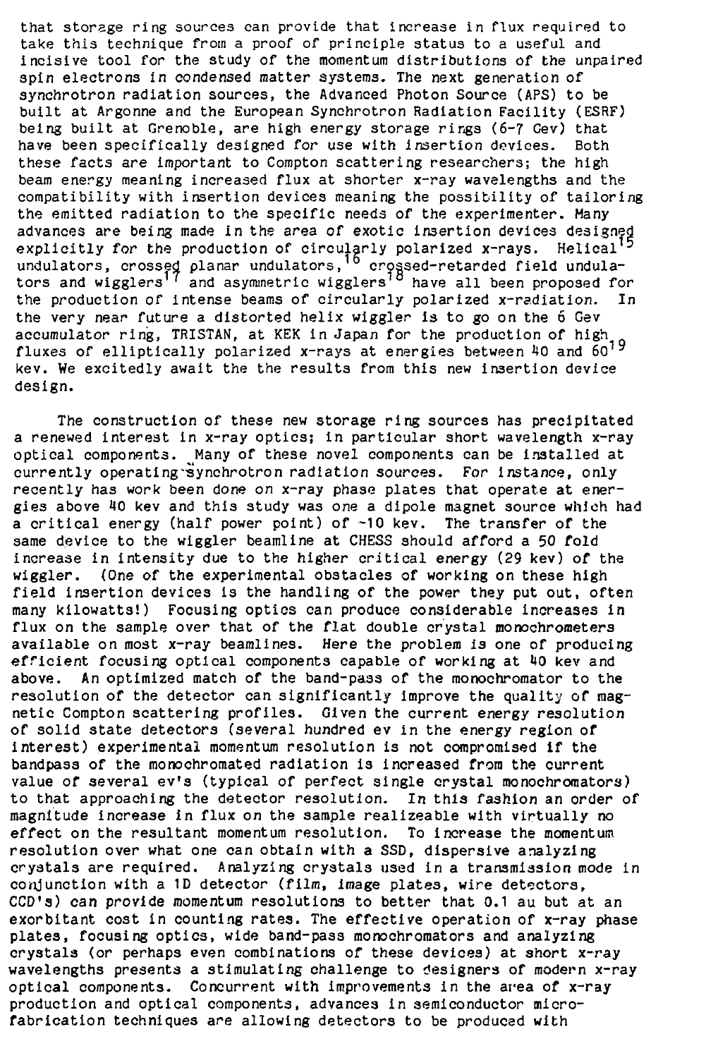that storage ring sources can provide that increase in flux required to take this technique from a proof of principle status to a useful and incisive tool for the study of the momentum distributions of the unpaired spin electrons in condensed matter systems. The next generation of synchrotron radiation sources, the Advanced Photon Source (APS) to be built at Argonne and the European Synchrotron Radiation Facility (ESRF) being built at Grenoble, are high energy storage rings (6-7 Gev) that have been specifically designed for use with insertion devices. Both these facts are important to Compton scattering researchers; the high beam energy meaning increased flux at shorter x-ray wavelengths and the compatibility with insertion devices meaning the possibility of tailoring the emitted radiation to the specific needs of the experimenter. Many advances are being made in the area of exotic insertion devices designed explicitly for the production of circularly polarized x-rays. Helical[15] undulators, crossed planar undulators,[16] crossed-retarded field undulators and wigglers[17] and asymmetric wigglers[18] have all been proposed for the production of intense beams of circularly polarized x-radiation. In the very near future a distorted helix wiggler is to go on the 6 Gev accumulator ring, TRISTAN, at KEK in Japan for the production of high fluxes of elliptically polarized x-rays at energies between 40 and 60[19] kev. We excitedly await the the results from this new insertion device design.

The construction of these new storage ring sources has precipitated a renewed interest in x-ray optics; in particular short wavelength x-ray optical components. Many of these novel components can be installed at currently operating synchrotron radiation sources. For instance, only recently has work been done on x-ray phase plates that operate at energies above 40 kev and this study was one a dipole magnet source which had a critical energy (half power point) of ~10 kev. The transfer of the same device to the wiggler beamline at CHESS should afford a 50 fold increase in intensity due to the higher critical energy (29 kev) of the wiggler. (One of the experimental obstacles of working on these high field insertion devices is the handling of the power they put out, often many kilowatts!) Focusing optics can produce considerable increases in flux on the sample over that of the flat double crystal monochrometers available on most x-ray beamlines. Here the problem is one of producing efficient focusing optical components capable of working at 40 kev and above. An optimized match of the band-pass of the monochromator to the resolution of the detector can significantly improve the quality of magnetic Compton scattering profiles. Given the current energy resolution of solid state detectors (several hundred ev in the energy region of interest) experimental momentum resolution is not compromised if the bandpass of the monochromated radiation is increased from the current value of several ev's (typical of perfect single crystal monochromators) to that approaching the detector resolution. In this fashion an order of magnitude increase in flux on the sample realizeable with virtually no effect on the resultant momentum resolution. To increase the momentum resolution over what one can obtain with a SSD, dispersive analyzing crystals are required. Analyzing crystals used in a transmission mode in conjunction with a 1D detector (film, image plates, wire detectors, CCD's) can provide momentum resolutions to better that 0.1 au but at an exorbitant cost in counting rates. The effective operation of x-ray phase plates, focusing optics, wide band-pass monochromators and analyzing crystals (or perhaps even combinations of these devices) at short x-ray wavelengths presents a stimulating challenge to designers of modern x-ray optical components. Concurrent with improvements in the area of x-ray production and optical components, advances in semiconductor microfabrication techniques are allowing detectors to be produced with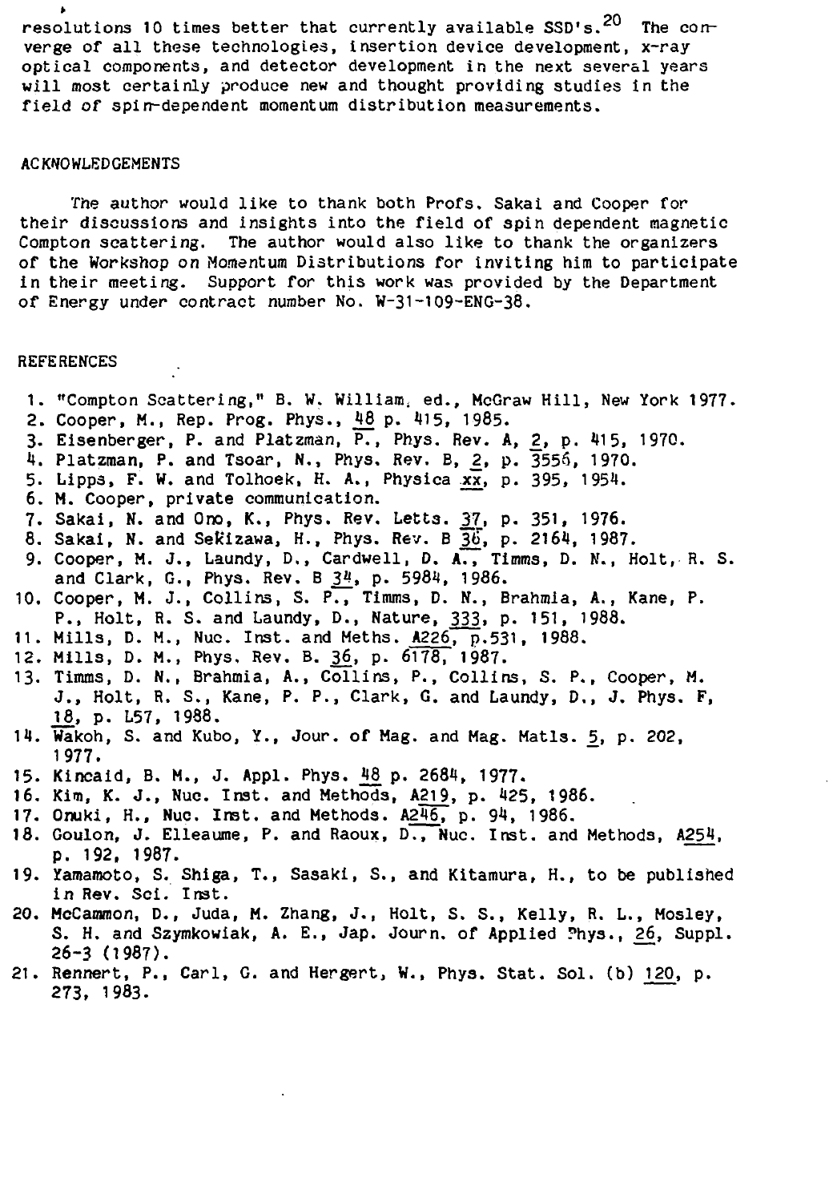resolutions 10 times better that currently available SSD's.[20] The converge of all these technologies, insertion device development, x-ray optical components, and detector development in the next several years will most certainly produce new and thought providing studies in the field of spin-dependent momentum distribution measurements.

## ACKNOWLEDGEMENTS

The author would like to thank both Profs. Sakai and Cooper for their discussions and insights into the field of spin dependent magnetic Compton scattering. The author would also like to thank the organizers of the Workshop on Momentum Distributions for inviting him to participate in their meeting. Support for this work was provided by the Department of Energy under contract number No. W-31-109-ENG-38.

## REFERENCES

1. "Compton Scattering," B. W. William, ed., McGraw Hill, New York 1977.
2. Cooper, M., Rep. Prog. Phys., 48 p. 415, 1985.
3. Eisenberger, P. and Platzman, P., Phys. Rev. A, 2, p. 415, 1970.
4. Platzman, P. and Tsoar, N., Phys. Rev. B, 2, p. 3556, 1970.
5. Lipps, F. W. and Tolhoek, H. A., Physica xx, p. 395, 1954.
6. M. Cooper, private communication.
7. Sakai, N. and Ono, K., Phys. Rev. Letts. 37, p. 351, 1976.
8. Sakai, N. and Sekizawa, H., Phys. Rev. B 36, p. 2164, 1987.
9. Cooper, M. J., Laundy, D., Cardwell, D. A., Timms, D. N., Holt, R. S. and Clark, G., Phys. Rev. B 34, p. 5984, 1986.
10. Cooper, M. J., Collins, S. P., Timms, D. N., Brahmia, A., Kane, P. P., Holt, R. S. and Laundy, D., Nature, 333, p. 151, 1988.
11. Mills, D. M., Nuc. Inst. and Meths. A226, p.531, 1988.
12. Mills, D. M., Phys. Rev. B. 36, p. 6178, 1987.
13. Timms, D. N., Brahmia, A., Collins, P., Collins, S. P., Cooper, M. J., Holt, R. S., Kane, P. P., Clark, G. and Laundy, D., J. Phys. F, 18, p. L57, 1988.
14. Wakoh, S. and Kubo, Y., Jour. of Mag. and Mag. Matls. 5, p. 202, 1977.
15. Kincaid, B. M., J. Appl. Phys. 48 p. 2684, 1977.
16. Kim, K. J., Nuc. Inst. and Methods, A219, p. 425, 1986.
17. Onuki, H., Nuc. Inst. and Methods. A246, p. 94, 1986.
18. Goulon, J. Elleaume, P. and Raoux, D., Nuc. Inst. and Methods, A254, p. 192, 1987.
19. Yamamoto, S. Shiga, T., Sasaki, S., and Kitamura, H., to be published in Rev. Sci. Inst.
20. McCammon, D., Juda, M. Zhang, J., Holt, S. S., Kelly, R. L., Mosley, S. H. and Szymkowiak, A. E., Jap. Journ. of Applied Phys., 26, Suppl. 26-3 (1987).
21. Rennert, P., Carl, G. and Hergert, W., Phys. Stat. Sol. (b) 120, p. 273, 1983.